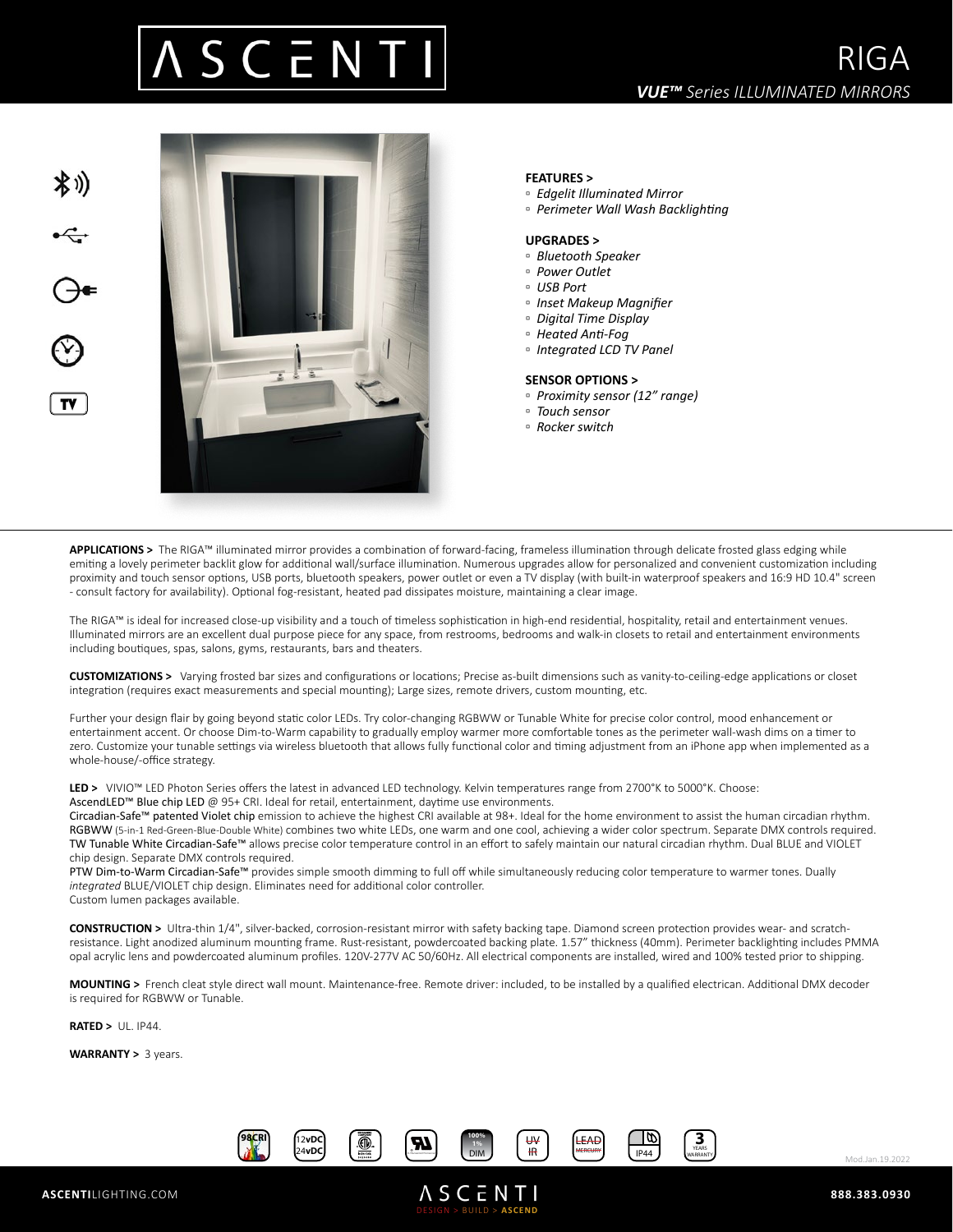# ASCENTI

# RIGA

***VUE™** Series ILLUMINATED MIRRORS*

**FEATURES >**
- *Edgelit Illuminated Mirror*
- *Perimeter Wall Wash Backlighting*

**UPGRADES >**
- *Bluetooth Speaker*
- *Power Outlet*
- *USB Port*
- *Inset Makeup Magnifier*
- *Digital Time Display*
- *Heated Anti-Fog*
- *Integrated LCD TV Panel*

**SENSOR OPTIONS >**
- *Proximity sensor (12" range)*
- *Touch sensor*
- *Rocker switch*

**APPLICATIONS >** The RIGA™ illuminated mirror provides a combination of forward-facing, frameless illumination through delicate frosted glass edging while emiting a lovely perimeter backlit glow for additional wall/surface illumination. Numerous upgrades allow for personalized and convenient customization including proximity and touch sensor options, USB ports, bluetooth speakers, power outlet or even a TV display (with built-in waterproof speakers and 16:9 HD 10.4" screen - consult factory for availability). Optional fog-resistant, heated pad dissipates moisture, maintaining a clear image.

The RIGA™ is ideal for increased close-up visibility and a touch of timeless sophistication in high-end residential, hospitality, retail and entertainment venues. Illuminated mirrors are an excellent dual purpose piece for any space, from restrooms, bedrooms and walk-in closets to retail and entertainment environments including boutiques, spas, salons, gyms, restaurants, bars and theaters.

**CUSTOMIZATIONS >** Varying frosted bar sizes and configurations or locations; Precise as-built dimensions such as vanity-to-ceiling-edge applications or closet integration (requires exact measurements and special mounting); Large sizes, remote drivers, custom mounting, etc.

Further your design flair by going beyond static color LEDs. Try color-changing RGBWW or Tunable White for precise color control, mood enhancement or entertainment accent. Or choose Dim-to-Warm capability to gradually employ warmer more comfortable tones as the perimeter wall-wash dims on a timer to zero. Customize your tunable settings via wireless bluetooth that allows fully functional color and timing adjustment from an iPhone app when implemented as a whole-house/-office strategy.

**LED >** VIVIO™ LED Photon Series offers the latest in advanced LED technology. Kelvin temperatures range from 2700°K to 5000°K. Choose:
AscendLED™ Blue chip LED @ 95+ CRI. Ideal for retail, entertainment, daytime use environments.
Circadian-Safe™ patented Violet chip emission to achieve the highest CRI available at 98+. Ideal for the home environment to assist the human circadian rhythm.
RGBWW (5-in-1 Red-Green-Blue-Double White) combines two white LEDs, one warm and one cool, achieving a wider color spectrum. Separate DMX controls required.
TW Tunable White Circadian-Safe™ allows precise color temperature control in an effort to safely maintain our natural circadian rhythm. Dual BLUE and VIOLET chip design. Separate DMX controls required.
PTW Dim-to-Warm Circadian-Safe™ provides simple smooth dimming to full off while simultaneously reducing color temperature to warmer tones. Dually *integrated* BLUE/VIOLET chip design. Eliminates need for additional color controller.
Custom lumen packages available.

**CONSTRUCTION >** Ultra-thin 1/4", silver-backed, corrosion-resistant mirror with safety backing tape. Diamond screen protection provides wear- and scratch-resistance. Light anodized aluminum mounting frame. Rust-resistant, powdercoated backing plate. 1.57" thickness (40mm). Perimeter backlighting includes PMMA opal acrylic lens and powdercoated aluminum profiles. 120V-277V AC 50/60Hz. All electrical components are installed, wired and 100% tested prior to shipping.

**MOUNTING >** French cleat style direct wall mount. Maintenance-free. Remote driver: included, to be installed by a qualified electrican. Additional DMX decoder is required for RGBWW or Tunable.

**RATED >** UL. IP44.

**WARRANTY >** 3 years.

98CRI | 12vDC 24vDC | ETL | UL | 100% 1% DIM | UV IR | LEAD MERCURY | IP44 | 3 YEARS WARRANTY

Mod.Jan.19.2022

**ASCENTI**LIGHTING.COM | ASCENTI DESIGN > BUILD > ASCEND | **888.383.0930**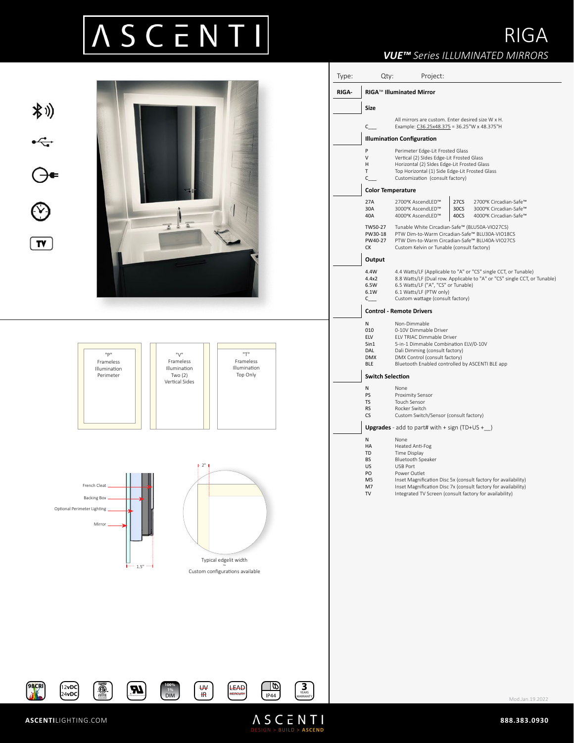# ASCENTI

# RIGA

***VUE™** Series ILLUMINATED MIRRORS*

"P"
Frameless
Illumination
Perimeter

"V"
Frameless
Illumination
Two (2)
Vertical Sides

"T"
Frameless
Illumination
Top Only

French Cleat

Backing Box

Optional Perimeter Lighting

Mirror

1.5"

2"

Typical edgelit width
~
Custom configurations available

Type: Qty: Project:

**RIGA-** **RIGA™ Illuminated Mirror**

### Size

| | |
|---|---|
| C___ | All mirrors are custom. Enter desired size W x H. Example: C36.25x48.375 = 36.25"W x 48.375"H |

### Illumination Configuration

| | |
|---|---|
| P | Perimeter Edge-Lit Frosted Glass |
| V | Vertical (2) SIdes Edge-Lit Frosted Glass |
| H | Horizontal (2) SIdes Edge-Lit Frosted Glass |
| T | Top Horizontal (1) Side Edge-Lit Frosted Glass |
| C___ | Customization (consult factory) |

### Color Temperature

| | | | |
|---|---|---|---|
| 27A | 2700ºK AscendLED™ | 27CS | 2700ºK Circadian-Safe™ |
| 30A | 3000ºK AscendLED™ | 30CS | 3000ºK Circadian-Safe™ |
| 40A | 4000ºK AscendLED™ | 40CS | 4000ºK Circadian-Safe™ |

| | |
|---|---|
| TW50-27 | Tunable White Circadian-Safe™ (BLU50A-VIO27CS) |
| PW30-18 | PTW Dim-to-Warm Circadian-Safe™ BLU30A-VIO18CS |
| PW40-27 | PTW Dim-to-Warm Circadian-Safe™ BLU40A-VIO27CS |
| CK | Custom Kelvin or Tunable (consult factory) |

### Output

| | |
|---|---|
| 4.4W | 4.4 Watts/LF (Applicable to "A" or "CS" single CCT, or Tunable) |
| 4.4x2 | 8.8 Watts/LF (Dual row. Applicable to "A" or "CS" single CCT, or Tunable) |
| 6.5W | 6.5 Watts/LF ("A", "CS" or Tunable) |
| 6.1W | 6.1 Watts/LF (PTW only) |
| C___ | Custom wattage (consult factory) |

### Control - Remote Drivers

| | |
|---|---|
| N | Non-Dimmable |
| 010 | 0-10V Dimmable Driver |
| ELV | ELV TRIAC Dimmable Driver |
| 5in1 | 5-in-1 Dimmable Combination ELV/0-10V |
| DAL | Dali Dimming (consult factory) |
| DMX | DMX Control (consult factory) |
| BLE | Bluetooth Enabled controlled by ASCENTI BLE app |

### Switch Selection

| | |
|---|---|
| N | None |
| PS | Proximity Sensor |
| TS | Touch Sensor |
| RS | Rocker Switch |
| CS | Custom Switch/Sensor (consult factory) |

### Upgrades - add to part# with + sign (TD+US +__)

| | |
|---|---|
| N | None |
| HA | Heated Anti-Fog |
| TD | Time Display |
| BS | Bluetooth Speaker |
| US | USB Port |
| PO | Power Outlet |
| M5 | Inset Magnification Disc 5x (consult factory for availability) |
| M7 | Inset Magnification Disc 7x (consult factory for availability) |
| TV | Integrated TV Screen (consult factory for availability) |

98CRI | 12vDC 24vDC | 100% 1% DIM | UV IR | LEAD MERCURY | IP44 | 3 YEARS WARRANTY

Mod.Jan.19.2022

**ASCENTI**LIGHTING.COM

ASCENTI
DESIGN > BUILD > ASCEND

888.383.0930